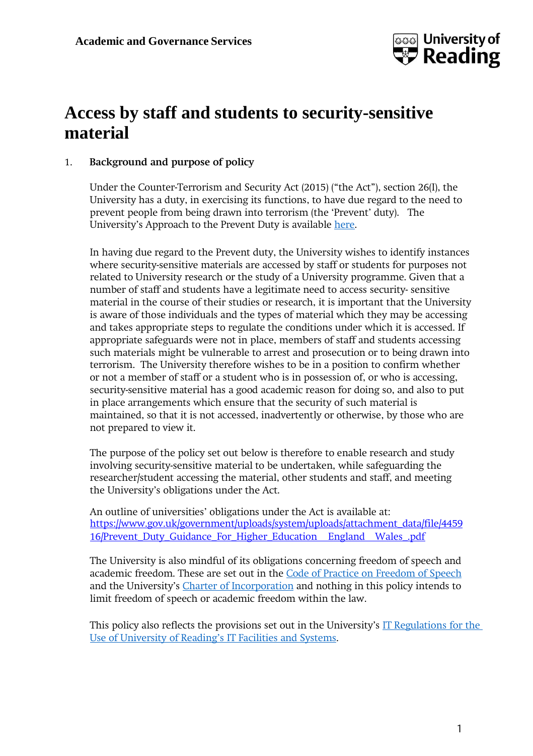Academic and Governance Services

# Access by staff and students to security-sensitive material

## 1. Background and purpose of policy

Under the Counter-Terrorism and Security Act (2015) ("the Act"), section 26(I), the University has a duty, in exercising its functions, to have due regard to the need to prevent people from being drawn into terrorism (the 'Prevent' duty). The University's Approach to the Prevent Duty is available [here](here).

In having due regard to the Prevent duty, the University wishes to identify instances where security-sensitive materials are accessed by staff or students for purposes not related to University research or the study of a University programme. Given that a number of staff and students have a legitimate need to access security- sensitive material in the course of their studies or research, it is important that the University is aware of those individuals and the types of material which they may be accessing and takes appropriate steps to regulate the conditions under which it is accessed. If appropriate safeguards were not in place, members of staff and students accessing such materials might be vulnerable to arrest and prosecution or to being drawn into terrorism. The University therefore wishes to be in a position to confirm whether or not a member of staff or a student who is in possession of, or who is accessing, security-sensitive material has a good academic reason for doing so, and also to put in place arrangements which ensure that the security of such material is maintained, so that it is not accessed, inadvertently or otherwise, by those who are not prepared to view it.

The purpose of the policy set out below is therefore to enable research and study involving security-sensitive material to be undertaken, while safeguarding the researcher/student accessing the material, other students and staff, and meeting the University's obligations under the Act.

An outline of universities' obligations under the Act is available at: https://www.gov.uk/government/uploads/system/uploads/attachment_data/file/445916/Prevent_Duty_Guidance_For_Higher_Education__England__Wales_.pdf

The University is also mindful of its obligations concerning freedom of speech and academic freedom. These are set out in the Code of Practice on Freedom of Speech and the University's Charter of Incorporation and nothing in this policy intends to limit freedom of speech or academic freedom within the law.

This policy also reflects the provisions set out in the University's IT Regulations for the Use of University of Reading's IT Facilities and Systems.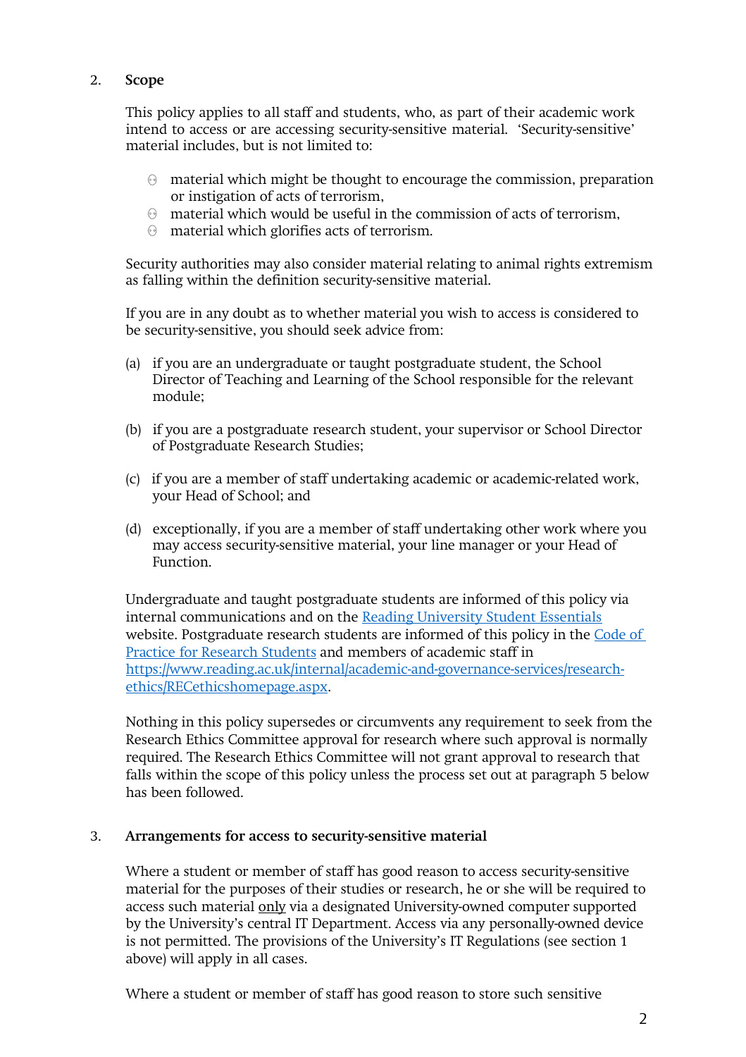## 2. Scope

This policy applies to all staff and students, who, as part of their academic work intend to access or are accessing security-sensitive material. 'Security-sensitive' material includes, but is not limited to:

- material which might be thought to encourage the commission, preparation or instigation of acts of terrorism,
- material which would be useful in the commission of acts of terrorism,
- material which glorifies acts of terrorism.

Security authorities may also consider material relating to animal rights extremism as falling within the definition security-sensitive material.

If you are in any doubt as to whether material you wish to access is considered to be security-sensitive, you should seek advice from:

(a) if you are an undergraduate or taught postgraduate student, the School Director of Teaching and Learning of the School responsible for the relevant module;

(b) if you are a postgraduate research student, your supervisor or School Director of Postgraduate Research Studies;

(c) if you are a member of staff undertaking academic or academic-related work, your Head of School; and

(d) exceptionally, if you are a member of staff undertaking other work where you may access security-sensitive material, your line manager or your Head of Function.

Undergraduate and taught postgraduate students are informed of this policy via internal communications and on the [Reading University Student Essentials]() website. Postgraduate research students are informed of this policy in the [Code of Practice for Research Students]() and members of academic staff in [https://www.reading.ac.uk/internal/academic-and-governance-services/research-ethics/RECethicshomepage.aspx](https://www.reading.ac.uk/internal/academic-and-governance-services/research-ethics/RECethicshomepage.aspx).

Nothing in this policy supersedes or circumvents any requirement to seek from the Research Ethics Committee approval for research where such approval is normally required. The Research Ethics Committee will not grant approval to research that falls within the scope of this policy unless the process set out at paragraph 5 below has been followed.

## 3. Arrangements for access to security-sensitive material

Where a student or member of staff has good reason to access security-sensitive material for the purposes of their studies or research, he or she will be required to access such material only via a designated University-owned computer supported by the University's central IT Department. Access via any personally-owned device is not permitted. The provisions of the University's IT Regulations (see section 1 above) will apply in all cases.

Where a student or member of staff has good reason to store such sensitive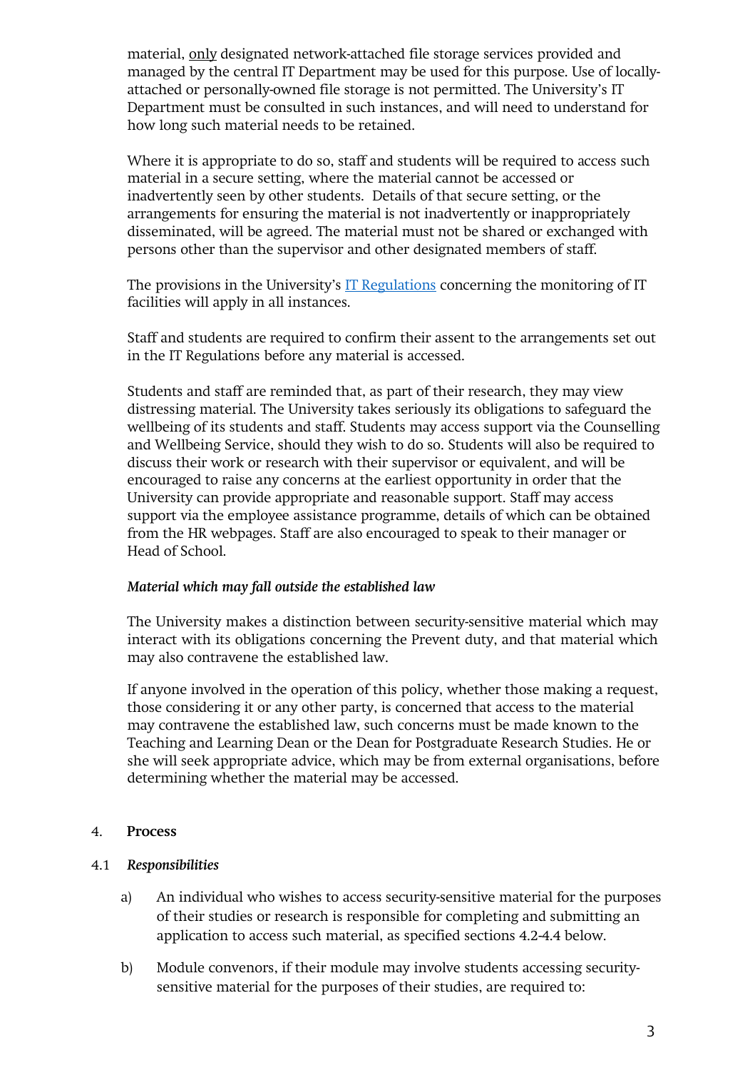material, <u>only</u> designated network-attached file storage services provided and managed by the central IT Department may be used for this purpose. Use of locally-attached or personally-owned file storage is not permitted. The University's IT Department must be consulted in such instances, and will need to understand for how long such material needs to be retained.

Where it is appropriate to do so, staff and students will be required to access such material in a secure setting, where the material cannot be accessed or inadvertently seen by other students. Details of that secure setting, or the arrangements for ensuring the material is not inadvertently or inappropriately disseminated, will be agreed. The material must not be shared or exchanged with persons other than the supervisor and other designated members of staff.

The provisions in the University's [IT Regulations] concerning the monitoring of IT facilities will apply in all instances.

Staff and students are required to confirm their assent to the arrangements set out in the IT Regulations before any material is accessed.

Students and staff are reminded that, as part of their research, they may view distressing material. The University takes seriously its obligations to safeguard the wellbeing of its students and staff. Students may access support via the Counselling and Wellbeing Service, should they wish to do so. Students will also be required to discuss their work or research with their supervisor or equivalent, and will be encouraged to raise any concerns at the earliest opportunity in order that the University can provide appropriate and reasonable support. Staff may access support via the employee assistance programme, details of which can be obtained from the HR webpages. Staff are also encouraged to speak to their manager or Head of School.

***Material which may fall outside the established law***

The University makes a distinction between security-sensitive material which may interact with its obligations concerning the Prevent duty, and that material which may also contravene the established law.

If anyone involved in the operation of this policy, whether those making a request, those considering it or any other party, is concerned that access to the material may contravene the established law, such concerns must be made known to the Teaching and Learning Dean or the Dean for Postgraduate Research Studies. He or she will seek appropriate advice, which may be from external organisations, before determining whether the material may be accessed.

## 4. Process

### 4.1 *Responsibilities*

a) An individual who wishes to access security-sensitive material for the purposes of their studies or research is responsible for completing and submitting an application to access such material, as specified sections 4.2-4.4 below.

b) Module convenors, if their module may involve students accessing security-sensitive material for the purposes of their studies, are required to: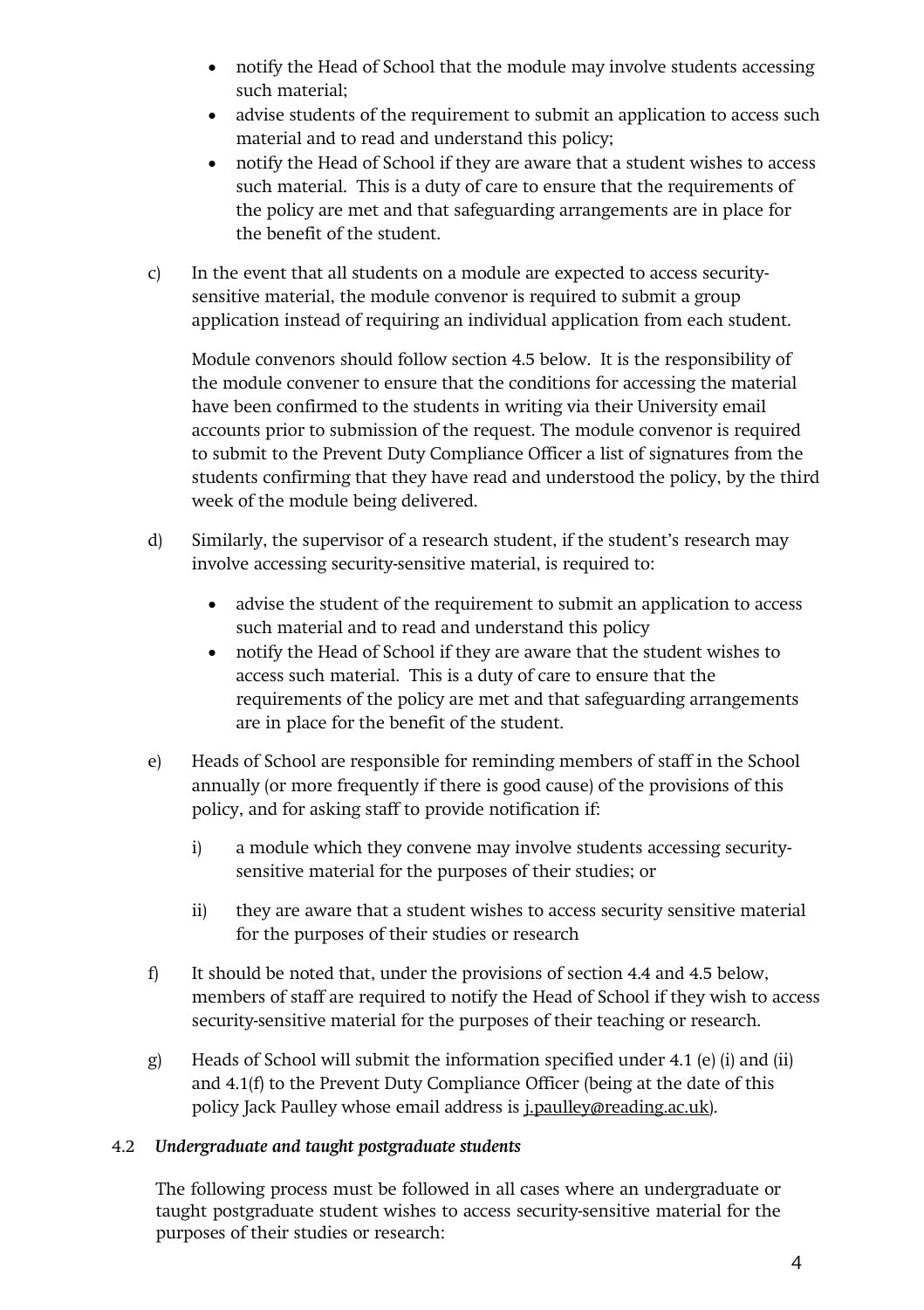- notify the Head of School that the module may involve students accessing such material;
- advise students of the requirement to submit an application to access such material and to read and understand this policy;
- notify the Head of School if they are aware that a student wishes to access such material. This is a duty of care to ensure that the requirements of the policy are met and that safeguarding arrangements are in place for the benefit of the student.

c) In the event that all students on a module are expected to access security-sensitive material, the module convenor is required to submit a group application instead of requiring an individual application from each student.

Module convenors should follow section 4.5 below. It is the responsibility of the module convener to ensure that the conditions for accessing the material have been confirmed to the students in writing via their University email accounts prior to submission of the request. The module convenor is required to submit to the Prevent Duty Compliance Officer a list of signatures from the students confirming that they have read and understood the policy, by the third week of the module being delivered.

d) Similarly, the supervisor of a research student, if the student's research may involve accessing security-sensitive material, is required to:

- advise the student of the requirement to submit an application to access such material and to read and understand this policy
- notify the Head of School if they are aware that the student wishes to access such material. This is a duty of care to ensure that the requirements of the policy are met and that safeguarding arrangements are in place for the benefit of the student.

e) Heads of School are responsible for reminding members of staff in the School annually (or more frequently if there is good cause) of the provisions of this policy, and for asking staff to provide notification if:

i) a module which they convene may involve students accessing security-sensitive material for the purposes of their studies; or

ii) they are aware that a student wishes to access security sensitive material for the purposes of their studies or research

f) It should be noted that, under the provisions of section 4.4 and 4.5 below, members of staff are required to notify the Head of School if they wish to access security-sensitive material for the purposes of their teaching or research.

g) Heads of School will submit the information specified under 4.1 (e) (i) and (ii) and 4.1(f) to the Prevent Duty Compliance Officer (being at the date of this policy Jack Paulley whose email address is j.paulley@reading.ac.uk).

### 4.2 *Undergraduate and taught postgraduate students*

The following process must be followed in all cases where an undergraduate or taught postgraduate student wishes to access security-sensitive material for the purposes of their studies or research: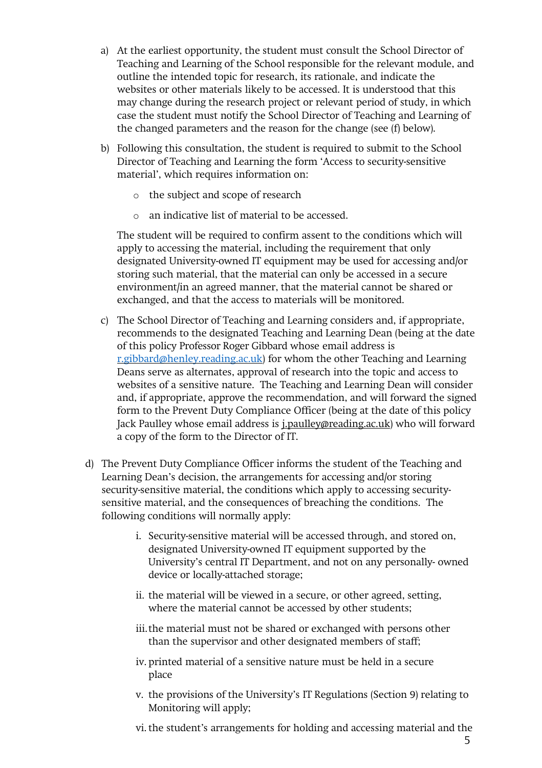a) At the earliest opportunity, the student must consult the School Director of Teaching and Learning of the School responsible for the relevant module, and outline the intended topic for research, its rationale, and indicate the websites or other materials likely to be accessed. It is understood that this may change during the research project or relevant period of study, in which case the student must notify the School Director of Teaching and Learning of the changed parameters and the reason for the change (see (f) below).

b) Following this consultation, the student is required to submit to the School Director of Teaching and Learning the form 'Access to security-sensitive material', which requires information on:

   - the subject and scope of research
   - an indicative list of material to be accessed.

   The student will be required to confirm assent to the conditions which will apply to accessing the material, including the requirement that only designated University-owned IT equipment may be used for accessing and/or storing such material, that the material can only be accessed in a secure environment/in an agreed manner, that the material cannot be shared or exchanged, and that the access to materials will be monitored.

c) The School Director of Teaching and Learning considers and, if appropriate, recommends to the designated Teaching and Learning Dean (being at the date of this policy Professor Roger Gibbard whose email address is [r.gibbard@henley.reading.ac.uk](mailto:r.gibbard@henley.reading.ac.uk)) for whom the other Teaching and Learning Deans serve as alternates, approval of research into the topic and access to websites of a sensitive nature. The Teaching and Learning Dean will consider and, if appropriate, approve the recommendation, and will forward the signed form to the Prevent Duty Compliance Officer (being at the date of this policy Jack Paulley whose email address is j.paulley@reading.ac.uk) who will forward a copy of the form to the Director of IT.

d) The Prevent Duty Compliance Officer informs the student of the Teaching and Learning Dean's decision, the arrangements for accessing and/or storing security-sensitive material, the conditions which apply to accessing security-sensitive material, and the consequences of breaching the conditions. The following conditions will normally apply:

   i. Security-sensitive material will be accessed through, and stored on, designated University-owned IT equipment supported by the University's central IT Department, and not on any personally- owned device or locally-attached storage;

   ii. the material will be viewed in a secure, or other agreed, setting, where the material cannot be accessed by other students;

   iii. the material must not be shared or exchanged with persons other than the supervisor and other designated members of staff;

   iv. printed material of a sensitive nature must be held in a secure place

   v. the provisions of the University's IT Regulations (Section 9) relating to Monitoring will apply;

   vi. the student's arrangements for holding and accessing material and the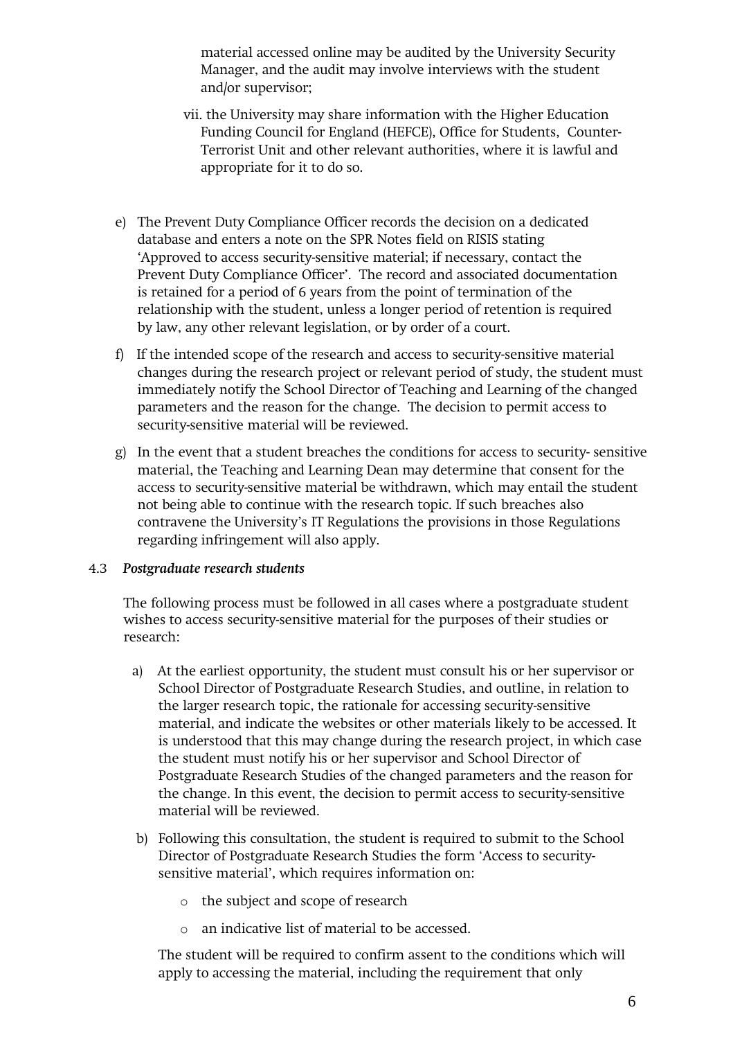material accessed online may be audited by the University Security Manager, and the audit may involve interviews with the student and/or supervisor;

vii. the University may share information with the Higher Education Funding Council for England (HEFCE), Office for Students, Counter-Terrorist Unit and other relevant authorities, where it is lawful and appropriate for it to do so.

e) The Prevent Duty Compliance Officer records the decision on a dedicated database and enters a note on the SPR Notes field on RISIS stating 'Approved to access security-sensitive material; if necessary, contact the Prevent Duty Compliance Officer'. The record and associated documentation is retained for a period of 6 years from the point of termination of the relationship with the student, unless a longer period of retention is required by law, any other relevant legislation, or by order of a court.

f) If the intended scope of the research and access to security-sensitive material changes during the research project or relevant period of study, the student must immediately notify the School Director of Teaching and Learning of the changed parameters and the reason for the change. The decision to permit access to security-sensitive material will be reviewed.

g) In the event that a student breaches the conditions for access to security- sensitive material, the Teaching and Learning Dean may determine that consent for the access to security-sensitive material be withdrawn, which may entail the student not being able to continue with the research topic. If such breaches also contravene the University's IT Regulations the provisions in those Regulations regarding infringement will also apply.

### 4.3 *Postgraduate research students*

The following process must be followed in all cases where a postgraduate student wishes to access security-sensitive material for the purposes of their studies or research:

a) At the earliest opportunity, the student must consult his or her supervisor or School Director of Postgraduate Research Studies, and outline, in relation to the larger research topic, the rationale for accessing security-sensitive material, and indicate the websites or other materials likely to be accessed. It is understood that this may change during the research project, in which case the student must notify his or her supervisor and School Director of Postgraduate Research Studies of the changed parameters and the reason for the change. In this event, the decision to permit access to security-sensitive material will be reviewed.

b) Following this consultation, the student is required to submit to the School Director of Postgraduate Research Studies the form 'Access to security-sensitive material', which requires information on:

   - the subject and scope of research
   - an indicative list of material to be accessed.

   The student will be required to confirm assent to the conditions which will apply to accessing the material, including the requirement that only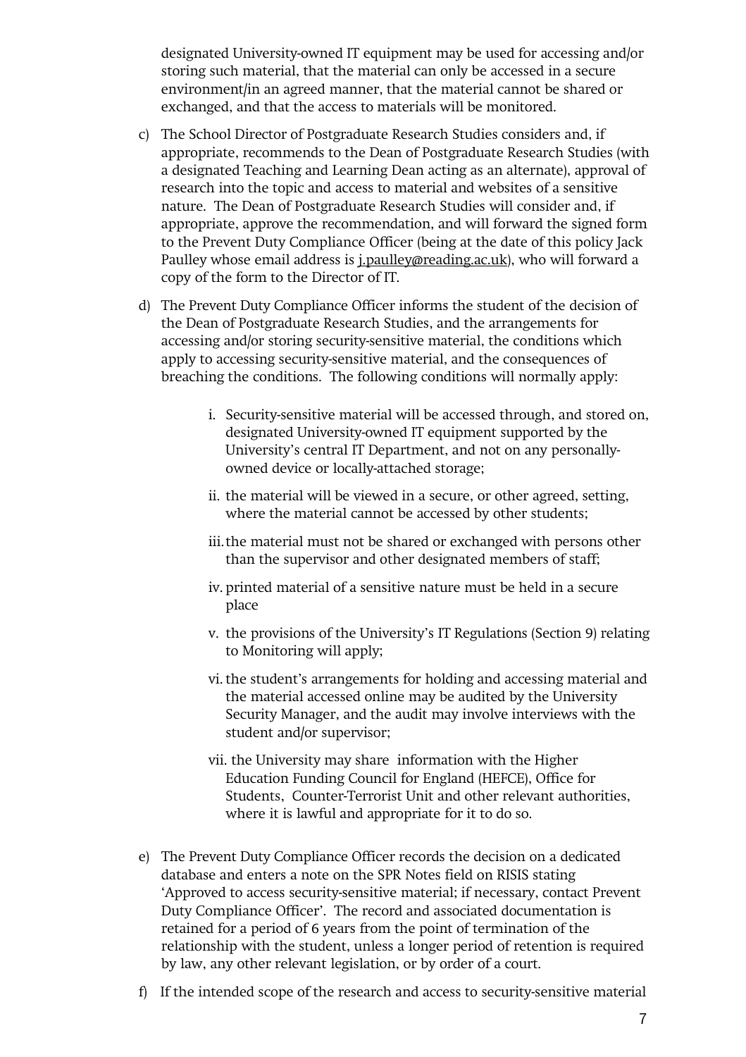designated University-owned IT equipment may be used for accessing and/or storing such material, that the material can only be accessed in a secure environment/in an agreed manner, that the material cannot be shared or exchanged, and that the access to materials will be monitored.

c) The School Director of Postgraduate Research Studies considers and, if appropriate, recommends to the Dean of Postgraduate Research Studies (with a designated Teaching and Learning Dean acting as an alternate), approval of research into the topic and access to material and websites of a sensitive nature. The Dean of Postgraduate Research Studies will consider and, if appropriate, approve the recommendation, and will forward the signed form to the Prevent Duty Compliance Officer (being at the date of this policy Jack Paulley whose email address is j.paulley@reading.ac.uk), who will forward a copy of the form to the Director of IT.

d) The Prevent Duty Compliance Officer informs the student of the decision of the Dean of Postgraduate Research Studies, and the arrangements for accessing and/or storing security-sensitive material, the conditions which apply to accessing security-sensitive material, and the consequences of breaching the conditions. The following conditions will normally apply:

    i. Security-sensitive material will be accessed through, and stored on, designated University-owned IT equipment supported by the University's central IT Department, and not on any personally-owned device or locally-attached storage;

    ii. the material will be viewed in a secure, or other agreed, setting, where the material cannot be accessed by other students;

    iii. the material must not be shared or exchanged with persons other than the supervisor and other designated members of staff;

    iv. printed material of a sensitive nature must be held in a secure place

    v. the provisions of the University's IT Regulations (Section 9) relating to Monitoring will apply;

    vi. the student's arrangements for holding and accessing material and the material accessed online may be audited by the University Security Manager, and the audit may involve interviews with the student and/or supervisor;

    vii. the University may share information with the Higher Education Funding Council for England (HEFCE), Office for Students, Counter-Terrorist Unit and other relevant authorities, where it is lawful and appropriate for it to do so.

e) The Prevent Duty Compliance Officer records the decision on a dedicated database and enters a note on the SPR Notes field on RISIS stating 'Approved to access security-sensitive material; if necessary, contact Prevent Duty Compliance Officer'. The record and associated documentation is retained for a period of 6 years from the point of termination of the relationship with the student, unless a longer period of retention is required by law, any other relevant legislation, or by order of a court.

f) If the intended scope of the research and access to security-sensitive material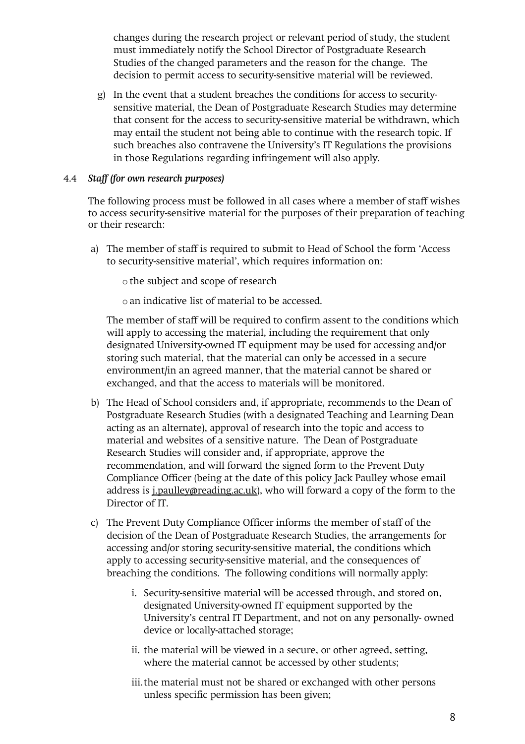changes during the research project or relevant period of study, the student must immediately notify the School Director of Postgraduate Research Studies of the changed parameters and the reason for the change. The decision to permit access to security-sensitive material will be reviewed.

g) In the event that a student breaches the conditions for access to security-sensitive material, the Dean of Postgraduate Research Studies may determine that consent for the access to security-sensitive material be withdrawn, which may entail the student not being able to continue with the research topic. If such breaches also contravene the University's IT Regulations the provisions in those Regulations regarding infringement will also apply.

4.4 ***Staff (for own research purposes)***

The following process must be followed in all cases where a member of staff wishes to access security-sensitive material for the purposes of their preparation of teaching or their research:

a) The member of staff is required to submit to Head of School the form 'Access to security-sensitive material', which requires information on:

   - the subject and scope of research
   - an indicative list of material to be accessed.

   The member of staff will be required to confirm assent to the conditions which will apply to accessing the material, including the requirement that only designated University-owned IT equipment may be used for accessing and/or storing such material, that the material can only be accessed in a secure environment/in an agreed manner, that the material cannot be shared or exchanged, and that the access to materials will be monitored.

b) The Head of School considers and, if appropriate, recommends to the Dean of Postgraduate Research Studies (with a designated Teaching and Learning Dean acting as an alternate), approval of research into the topic and access to material and websites of a sensitive nature. The Dean of Postgraduate Research Studies will consider and, if appropriate, approve the recommendation, and will forward the signed form to the Prevent Duty Compliance Officer (being at the date of this policy Jack Paulley whose email address is j.paulley@reading.ac.uk), who will forward a copy of the form to the Director of IT.

c) The Prevent Duty Compliance Officer informs the member of staff of the decision of the Dean of Postgraduate Research Studies, the arrangements for accessing and/or storing security-sensitive material, the conditions which apply to accessing security-sensitive material, and the consequences of breaching the conditions. The following conditions will normally apply:

   i. Security-sensitive material will be accessed through, and stored on, designated University-owned IT equipment supported by the University's central IT Department, and not on any personally- owned device or locally-attached storage;

   ii. the material will be viewed in a secure, or other agreed, setting, where the material cannot be accessed by other students;

   iii. the material must not be shared or exchanged with other persons unless specific permission has been given;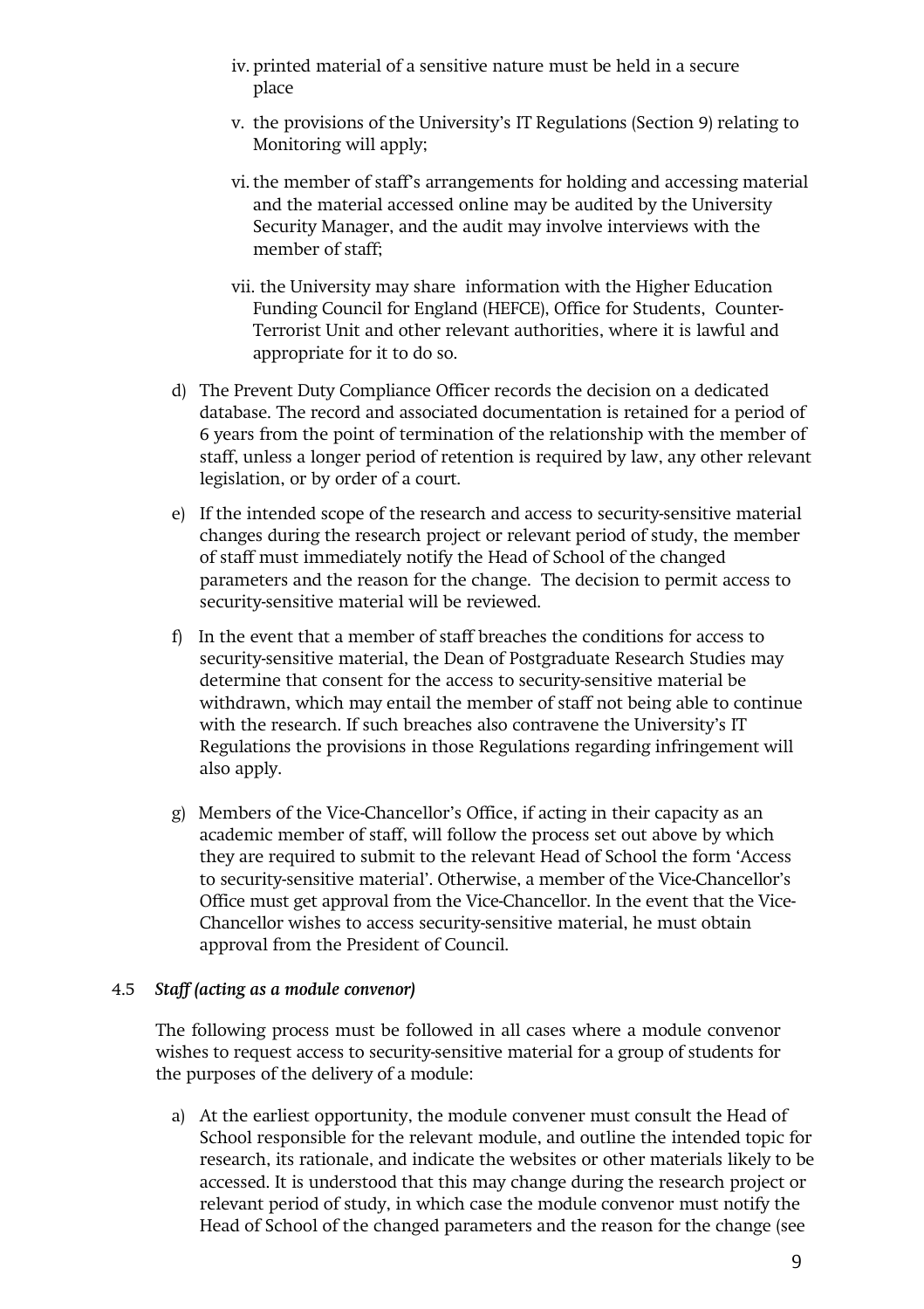iv. printed material of a sensitive nature must be held in a secure place

   v. the provisions of the University's IT Regulations (Section 9) relating to Monitoring will apply;

   vi. the member of staff's arrangements for holding and accessing material and the material accessed online may be audited by the University Security Manager, and the audit may involve interviews with the member of staff;

   vii. the University may share information with the Higher Education Funding Council for England (HEFCE), Office for Students, Counter-Terrorist Unit and other relevant authorities, where it is lawful and appropriate for it to do so.

d) The Prevent Duty Compliance Officer records the decision on a dedicated database. The record and associated documentation is retained for a period of 6 years from the point of termination of the relationship with the member of staff, unless a longer period of retention is required by law, any other relevant legislation, or by order of a court.

e) If the intended scope of the research and access to security-sensitive material changes during the research project or relevant period of study, the member of staff must immediately notify the Head of School of the changed parameters and the reason for the change. The decision to permit access to security-sensitive material will be reviewed.

f) In the event that a member of staff breaches the conditions for access to security-sensitive material, the Dean of Postgraduate Research Studies may determine that consent for the access to security-sensitive material be withdrawn, which may entail the member of staff not being able to continue with the research. If such breaches also contravene the University's IT Regulations the provisions in those Regulations regarding infringement will also apply.

g) Members of the Vice-Chancellor's Office, if acting in their capacity as an academic member of staff, will follow the process set out above by which they are required to submit to the relevant Head of School the form 'Access to security-sensitive material'. Otherwise, a member of the Vice-Chancellor's Office must get approval from the Vice-Chancellor. In the event that the Vice-Chancellor wishes to access security-sensitive material, he must obtain approval from the President of Council.

### 4.5 *Staff (acting as a module convenor)*

The following process must be followed in all cases where a module convenor wishes to request access to security-sensitive material for a group of students for the purposes of the delivery of a module:

a) At the earliest opportunity, the module convener must consult the Head of School responsible for the relevant module, and outline the intended topic for research, its rationale, and indicate the websites or other materials likely to be accessed. It is understood that this may change during the research project or relevant period of study, in which case the module convenor must notify the Head of School of the changed parameters and the reason for the change (see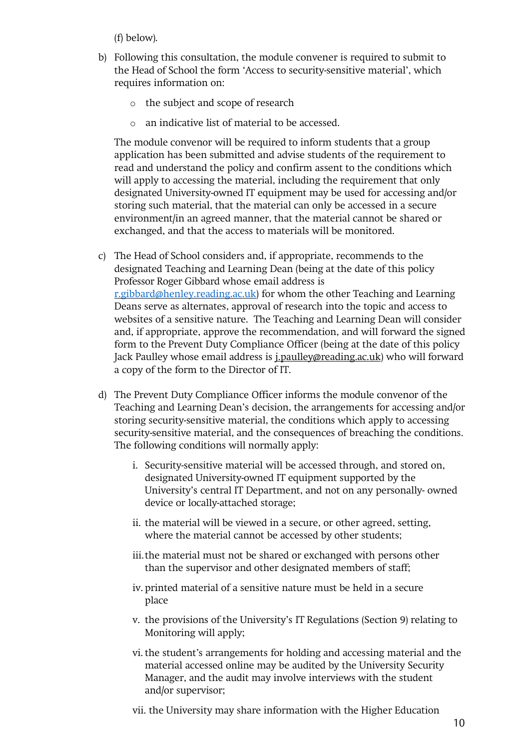(f) below).

b) Following this consultation, the module convener is required to submit to the Head of School the form 'Access to security-sensitive material', which requires information on:

   - the subject and scope of research
   - an indicative list of material to be accessed.

   The module convenor will be required to inform students that a group application has been submitted and advise students of the requirement to read and understand the policy and confirm assent to the conditions which will apply to accessing the material, including the requirement that only designated University-owned IT equipment may be used for accessing and/or storing such material, that the material can only be accessed in a secure environment/in an agreed manner, that the material cannot be shared or exchanged, and that the access to materials will be monitored.

c) The Head of School considers and, if appropriate, recommends to the designated Teaching and Learning Dean (being at the date of this policy Professor Roger Gibbard whose email address is r.gibbard@henley.reading.ac.uk) for whom the other Teaching and Learning Deans serve as alternates, approval of research into the topic and access to websites of a sensitive nature. The Teaching and Learning Dean will consider and, if appropriate, approve the recommendation, and will forward the signed form to the Prevent Duty Compliance Officer (being at the date of this policy Jack Paulley whose email address is j.paulley@reading.ac.uk) who will forward a copy of the form to the Director of IT.

d) The Prevent Duty Compliance Officer informs the module convenor of the Teaching and Learning Dean's decision, the arrangements for accessing and/or storing security-sensitive material, the conditions which apply to accessing security-sensitive material, and the consequences of breaching the conditions. The following conditions will normally apply:

   i. Security-sensitive material will be accessed through, and stored on, designated University-owned IT equipment supported by the University's central IT Department, and not on any personally- owned device or locally-attached storage;

   ii. the material will be viewed in a secure, or other agreed, setting, where the material cannot be accessed by other students;

   iii. the material must not be shared or exchanged with persons other than the supervisor and other designated members of staff;

   iv. printed material of a sensitive nature must be held in a secure place

   v. the provisions of the University's IT Regulations (Section 9) relating to Monitoring will apply;

   vi. the student's arrangements for holding and accessing material and the material accessed online may be audited by the University Security Manager, and the audit may involve interviews with the student and/or supervisor;

   vii. the University may share information with the Higher Education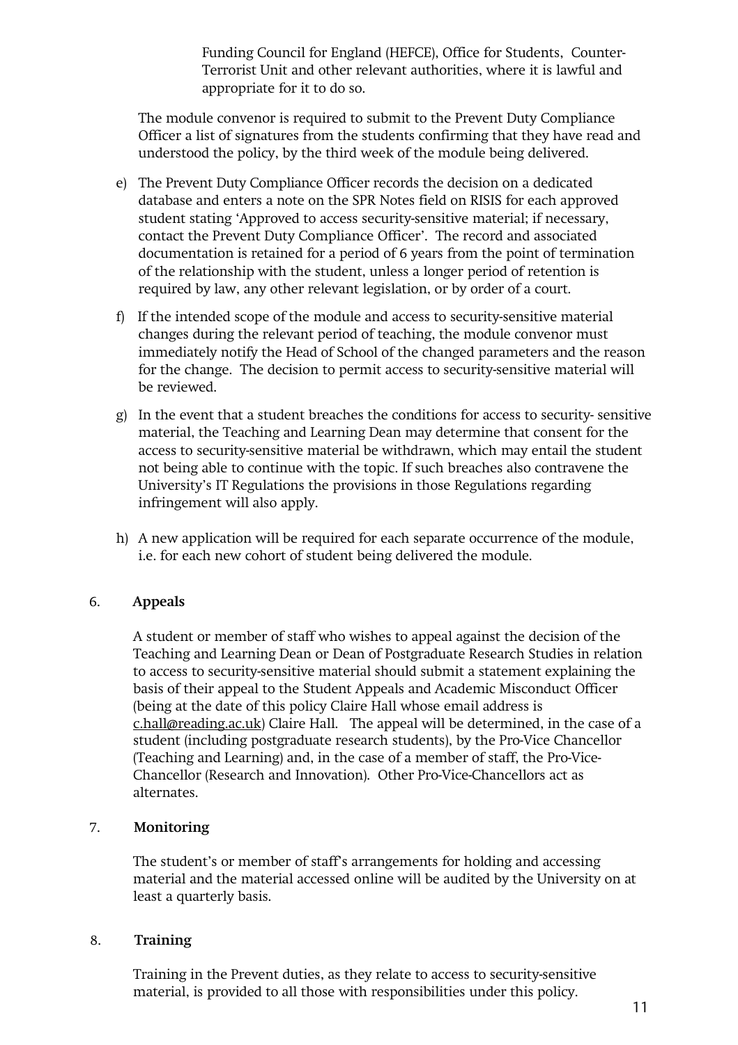Funding Council for England (HEFCE), Office for Students, Counter-Terrorist Unit and other relevant authorities, where it is lawful and appropriate for it to do so.

The module convenor is required to submit to the Prevent Duty Compliance Officer a list of signatures from the students confirming that they have read and understood the policy, by the third week of the module being delivered.

e) The Prevent Duty Compliance Officer records the decision on a dedicated database and enters a note on the SPR Notes field on RISIS for each approved student stating 'Approved to access security-sensitive material; if necessary, contact the Prevent Duty Compliance Officer'. The record and associated documentation is retained for a period of 6 years from the point of termination of the relationship with the student, unless a longer period of retention is required by law, any other relevant legislation, or by order of a court.

f) If the intended scope of the module and access to security-sensitive material changes during the relevant period of teaching, the module convenor must immediately notify the Head of School of the changed parameters and the reason for the change. The decision to permit access to security-sensitive material will be reviewed.

g) In the event that a student breaches the conditions for access to security- sensitive material, the Teaching and Learning Dean may determine that consent for the access to security-sensitive material be withdrawn, which may entail the student not being able to continue with the topic. If such breaches also contravene the University's IT Regulations the provisions in those Regulations regarding infringement will also apply.

h) A new application will be required for each separate occurrence of the module, i.e. for each new cohort of student being delivered the module.

## 6. Appeals

A student or member of staff who wishes to appeal against the decision of the Teaching and Learning Dean or Dean of Postgraduate Research Studies in relation to access to security-sensitive material should submit a statement explaining the basis of their appeal to the Student Appeals and Academic Misconduct Officer (being at the date of this policy Claire Hall whose email address is c.hall@reading.ac.uk) Claire Hall. The appeal will be determined, in the case of a student (including postgraduate research students), by the Pro-Vice Chancellor (Teaching and Learning) and, in the case of a member of staff, the Pro-Vice-Chancellor (Research and Innovation). Other Pro-Vice-Chancellors act as alternates.

## 7. Monitoring

The student's or member of staff's arrangements for holding and accessing material and the material accessed online will be audited by the University on at least a quarterly basis.

## 8. Training

Training in the Prevent duties, as they relate to access to security-sensitive material, is provided to all those with responsibilities under this policy.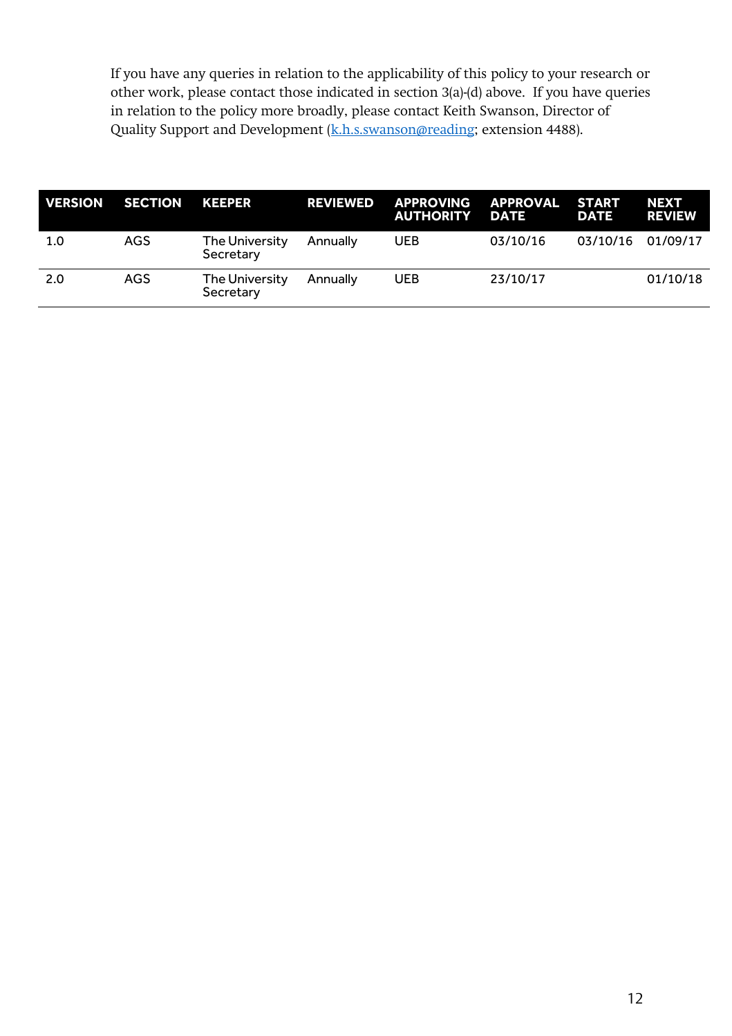If you have any queries in relation to the applicability of this policy to your research or other work, please contact those indicated in section 3(a)-(d) above. If you have queries in relation to the policy more broadly, please contact Keith Swanson, Director of Quality Support and Development (k.h.s.swanson@reading; extension 4488).

| VERSION | SECTION | KEEPER | REVIEWED | APPROVING AUTHORITY | APPROVAL DATE | START DATE | NEXT REVIEW |
|---|---|---|---|---|---|---|---|
| 1.0 | AGS | The University Secretary | Annually | UEB | 03/10/16 | 03/10/16 | 01/09/17 |
| 2.0 | AGS | The University Secretary | Annually | UEB | 23/10/17 | | 01/10/18 |